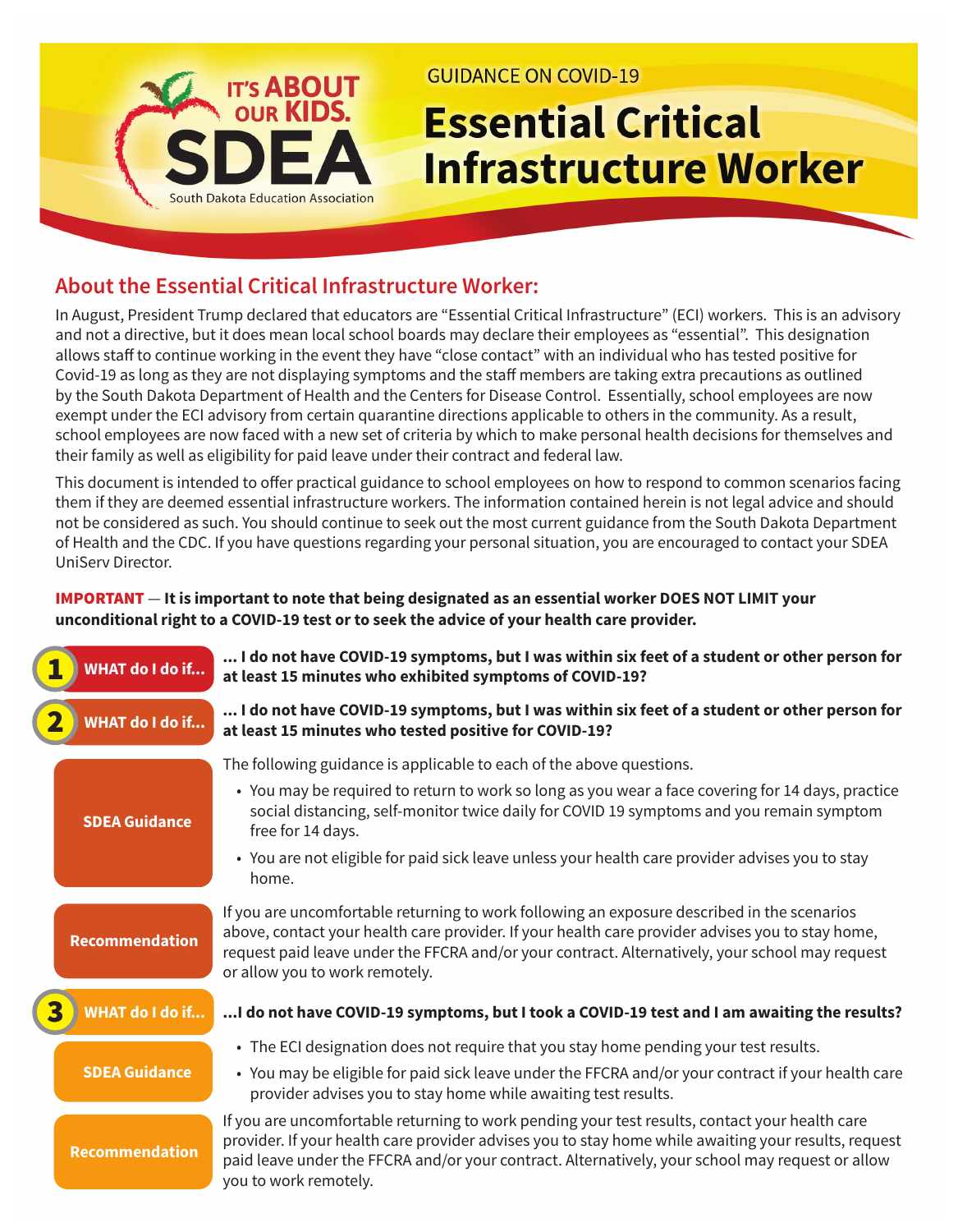IT'S ABOUT OUR KIDS.

SDEA

South Dakota Education Association

GUIDANCE ON COVID-19

# Essential Critical Infrastructure Worker

## About the Essential Critical Infrastructure Worker:

In August, President Trump declared that educators are "Essential Critical Infrastructure" (ECI) workers. This is an advisory and not a directive, but it does mean local school boards may declare their employees as "essential". This designation allows staff to continue working in the event they have "close contact" with an individual who has tested positive for Covid-19 as long as they are not displaying symptoms and the staff members are taking extra precautions as outlined by the South Dakota Department of Health and the Centers for Disease Control. Essentially, school employees are now exempt under the ECI advisory from certain quarantine directions applicable to others in the community. As a result, school employees are now faced with a new set of criteria by which to make personal health decisions for themselves and their family as well as eligibility for paid leave under their contract and federal law.

This document is intended to offer practical guidance to school employees on how to respond to common scenarios facing them if they are deemed essential infrastructure workers. The information contained herein is not legal advice and should not be considered as such. You should continue to seek out the most current guidance from the South Dakota Department of Health and the CDC. If you have questions regarding your personal situation, you are encouraged to contact your SDEA UniServ Director.

**IMPORTANT — It is important to note that being designated as an essential worker DOES NOT LIMIT your unconditional right to a COVID-19 test or to seek the advice of your health care provider.**

**1 WHAT do I do if... ... I do not have COVID-19 symptoms, but I was within six feet of a student or other person for at least 15 minutes who exhibited symptoms of COVID-19?**

**2 WHAT do I do if... ... I do not have COVID-19 symptoms, but I was within six feet of a student or other person for at least 15 minutes who tested positive for COVID-19?**

**SDEA Guidance**

The following guidance is applicable to each of the above questions.

- You may be required to return to work so long as you wear a face covering for 14 days, practice social distancing, self-monitor twice daily for COVID 19 symptoms and you remain symptom free for 14 days.
- You are not eligible for paid sick leave unless your health care provider advises you to stay home.

**Recommendation**

If you are uncomfortable returning to work following an exposure described in the scenarios above, contact your health care provider. If your health care provider advises you to stay home, request paid leave under the FFCRA and/or your contract. Alternatively, your school may request or allow you to work remotely.

**3 WHAT do I do if... ...I do not have COVID-19 symptoms, but I took a COVID-19 test and I am awaiting the results?**

**SDEA Guidance**

- The ECI designation does not require that you stay home pending your test results.
- You may be eligible for paid sick leave under the FFCRA and/or your contract if your health care provider advises you to stay home while awaiting test results.

**Recommendation**

If you are uncomfortable returning to work pending your test results, contact your health care provider. If your health care provider advises you to stay home while awaiting your results, request paid leave under the FFCRA and/or your contract. Alternatively, your school may request or allow you to work remotely.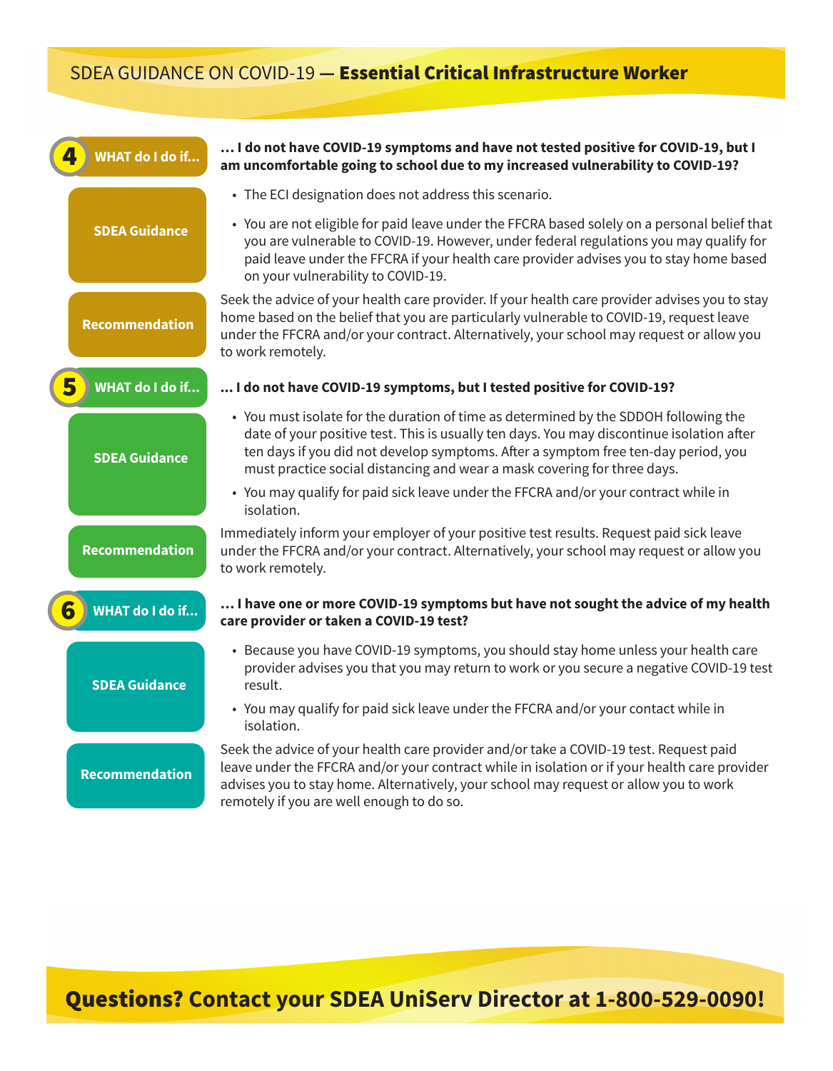# SDEA GUIDANCE ON COVID-19 — **Essential Critical Infrastructure Worker**

## 4 WHAT do I do if...

**... I do not have COVID-19 symptoms and have not tested positive for COVID-19, but I am uncomfortable going to school due to my increased vulnerability to COVID-19?**

**SDEA Guidance**

- The ECI designation does not address this scenario.
- You are not eligible for paid leave under the FFCRA based solely on a personal belief that you are vulnerable to COVID-19. However, under federal regulations you may qualify for paid leave under the FFCRA if your health care provider advises you to stay home based on your vulnerability to COVID-19.

**Recommendation**

Seek the advice of your health care provider. If your health care provider advises you to stay home based on the belief that you are particularly vulnerable to COVID-19, request leave under the FFCRA and/or your contract. Alternatively, your school may request or allow you to work remotely.

## 5 WHAT do I do if...

**... I do not have COVID-19 symptoms, but I tested positive for COVID-19?**

**SDEA Guidance**

- You must isolate for the duration of time as determined by the SDDOH following the date of your positive test. This is usually ten days. You may discontinue isolation after ten days if you did not develop symptoms. After a symptom free ten-day period, you must practice social distancing and wear a mask covering for three days.
- You may qualify for paid sick leave under the FFCRA and/or your contract while in isolation.

**Recommendation**

Immediately inform your employer of your positive test results. Request paid sick leave under the FFCRA and/or your contract. Alternatively, your school may request or allow you to work remotely.

## 6 WHAT do I do if...

**... I have one or more COVID-19 symptoms but have not sought the advice of my health care provider or taken a COVID-19 test?**

**SDEA Guidance**

- Because you have COVID-19 symptoms, you should stay home unless your health care provider advises you that you may return to work or you secure a negative COVID-19 test result.
- You may qualify for paid sick leave under the FFCRA and/or your contact while in isolation.

**Recommendation**

Seek the advice of your health care provider and/or take a COVID-19 test. Request paid leave under the FFCRA and/or your contract while in isolation or if your health care provider advises you to stay home. Alternatively, your school may request or allow you to work remotely if you are well enough to do so.

**Questions? Contact your SDEA UniServ Director at 1-800-529-0090!**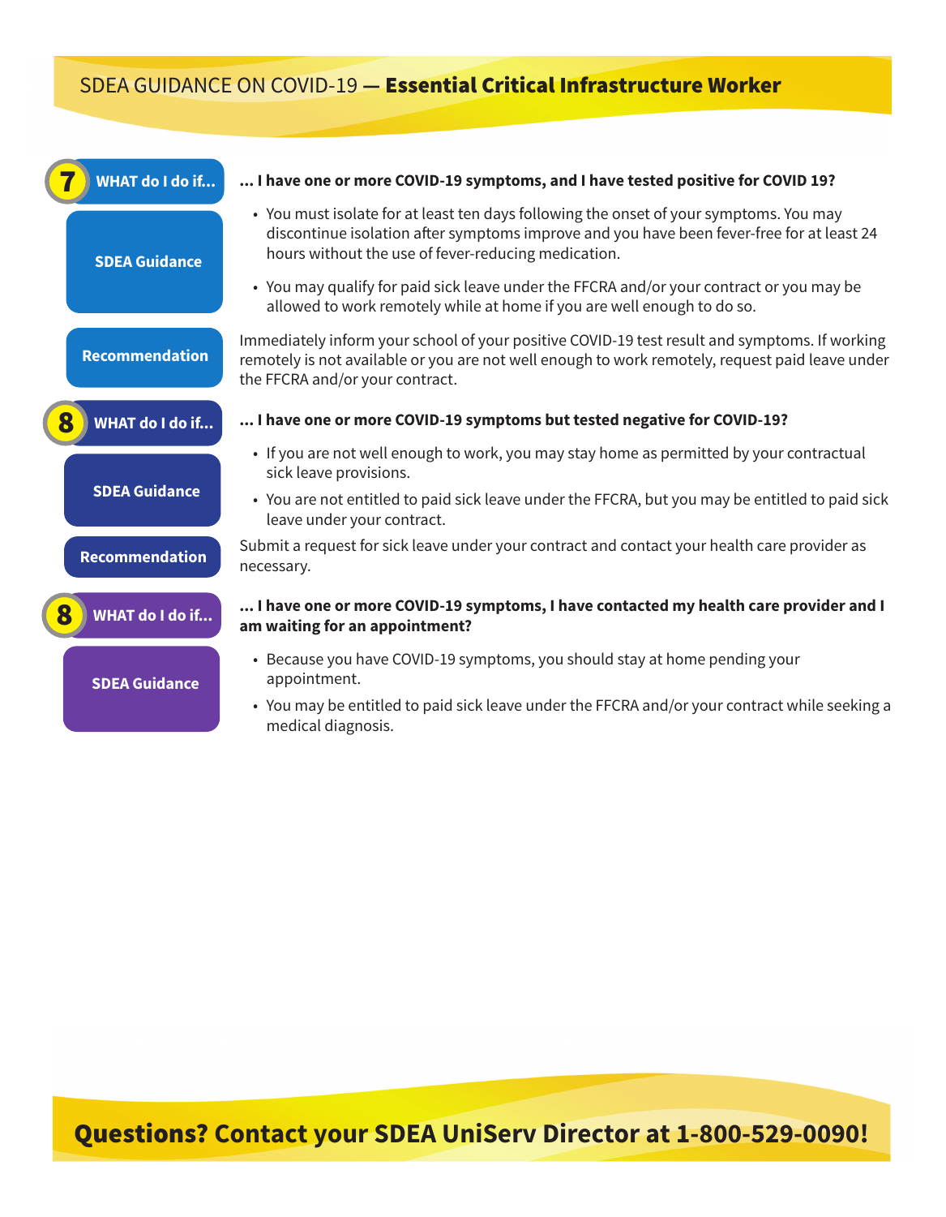# SDEA GUIDANCE ON COVID-19 — **Essential Critical Infrastructure Worker**

## 7 WHAT do I do if...

**... I have one or more COVID-19 symptoms, and I have tested positive for COVID 19?**

**SDEA Guidance**

- You must isolate for at least ten days following the onset of your symptoms. You may discontinue isolation after symptoms improve and you have been fever-free for at least 24 hours without the use of fever-reducing medication.
- You may qualify for paid sick leave under the FFCRA and/or your contract or you may be allowed to work remotely while at home if you are well enough to do so.

**Recommendation**

Immediately inform your school of your positive COVID-19 test result and symptoms. If working remotely is not available or you are not well enough to work remotely, request paid leave under the FFCRA and/or your contract.

## 8 WHAT do I do if...

**... I have one or more COVID-19 symptoms but tested negative for COVID-19?**

**SDEA Guidance**

- If you are not well enough to work, you may stay home as permitted by your contractual sick leave provisions.
- You are not entitled to paid sick leave under the FFCRA, but you may be entitled to paid sick leave under your contract.

**Recommendation**

Submit a request for sick leave under your contract and contact your health care provider as necessary.

## 8 WHAT do I do if...

**... I have one or more COVID-19 symptoms, I have contacted my health care provider and I am waiting for an appointment?**

**SDEA Guidance**

- Because you have COVID-19 symptoms, you should stay at home pending your appointment.
- You may be entitled to paid sick leave under the FFCRA and/or your contract while seeking a medical diagnosis.

**Questions? Contact your SDEA UniServ Director at 1-800-529-0090!**